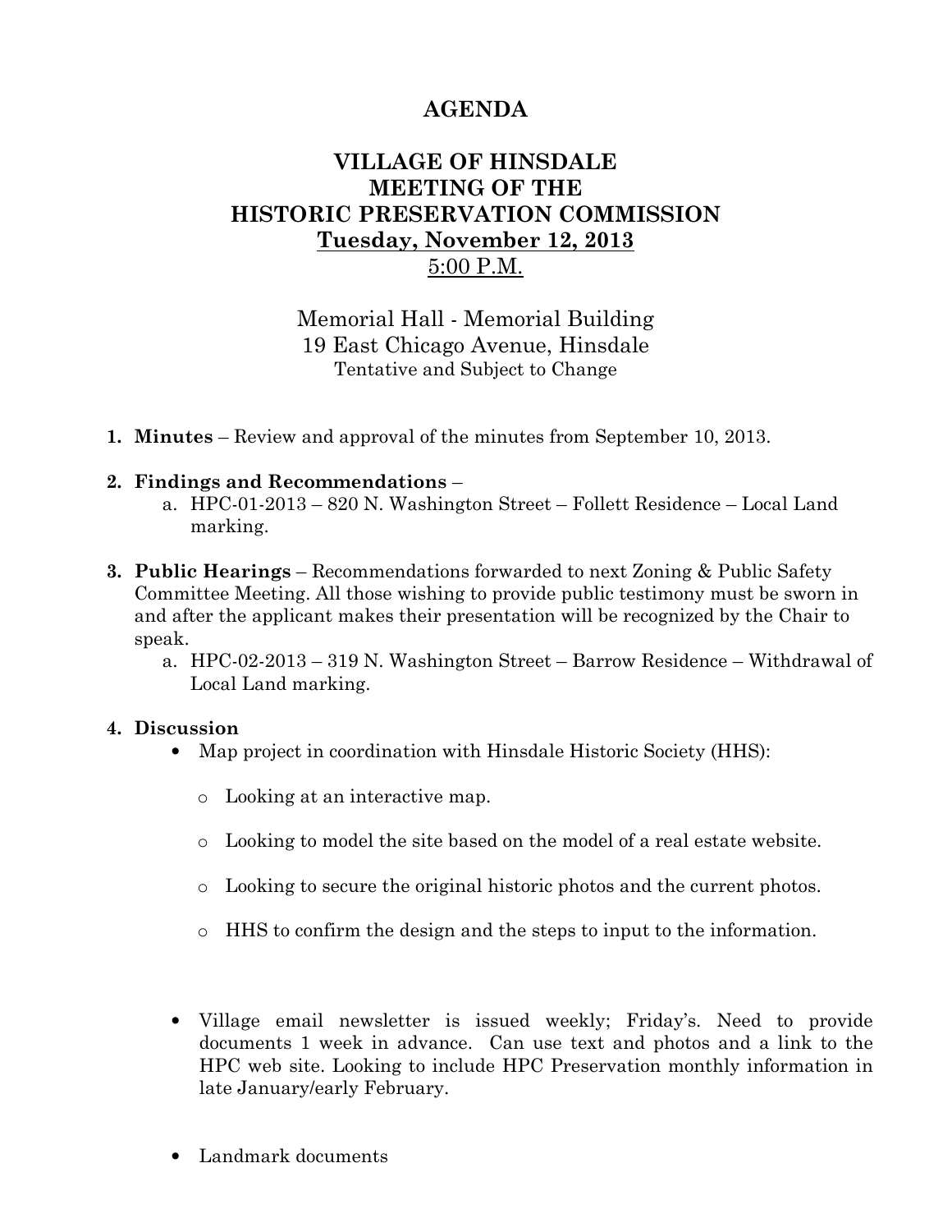# AGENDA

## VILLAGE OF HINSDALE
## MEETING OF THE
## HISTORIC PRESERVATION COMMISSION
## Tuesday, November 12, 2013
## 5:00 P.M.

Memorial Hall - Memorial Building
19 East Chicago Avenue, Hinsdale
Tentative and Subject to Change

1. **Minutes** – Review and approval of the minutes from September 10, 2013.

2. **Findings and Recommendations** –
   a. HPC-01-2013 – 820 N. Washington Street – Follett Residence – Local Land marking.

3. **Public Hearings** – Recommendations forwarded to next Zoning & Public Safety Committee Meeting. All those wishing to provide public testimony must be sworn in and after the applicant makes their presentation will be recognized by the Chair to speak.
   a. HPC-02-2013 – 319 N. Washington Street – Barrow Residence – Withdrawal of Local Land marking.

4. **Discussion**
   - Map project in coordination with Hinsdale Historic Society (HHS):
     - Looking at an interactive map.
     - Looking to model the site based on the model of a real estate website.
     - Looking to secure the original historic photos and the current photos.
     - HHS to confirm the design and the steps to input to the information.
   - Village email newsletter is issued weekly; Friday's. Need to provide documents 1 week in advance. Can use text and photos and a link to the HPC web site. Looking to include HPC Preservation monthly information in late January/early February.
   - Landmark documents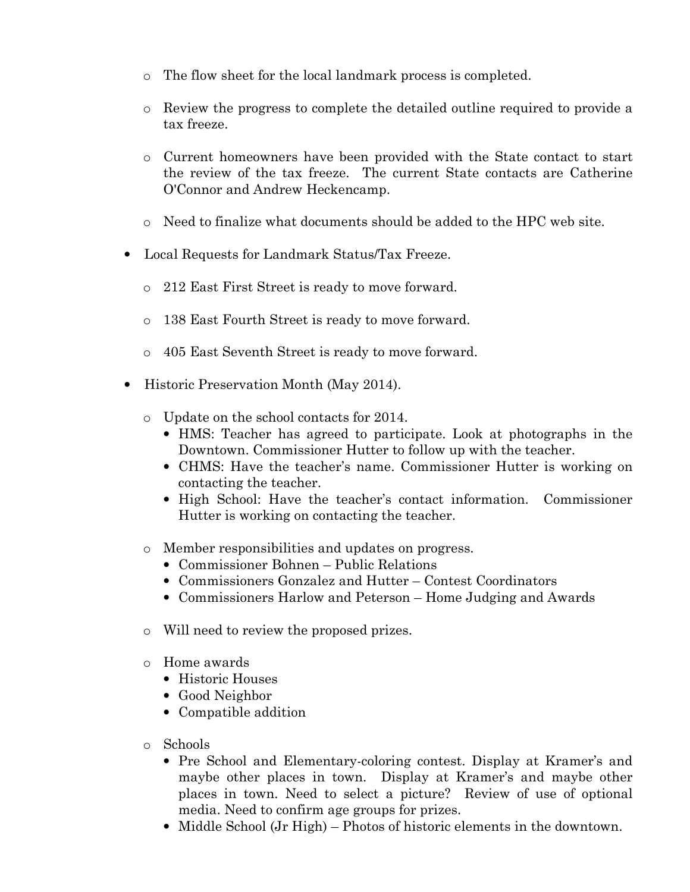- The flow sheet for the local landmark process is completed.

  - Review the progress to complete the detailed outline required to provide a tax freeze.

  - Current homeowners have been provided with the State contact to start the review of the tax freeze. The current State contacts are Catherine O'Connor and Andrew Heckencamp.

  - Need to finalize what documents should be added to the HPC web site.

- Local Requests for Landmark Status/Tax Freeze.

  - 212 East First Street is ready to move forward.

  - 138 East Fourth Street is ready to move forward.

  - 405 East Seventh Street is ready to move forward.

- Historic Preservation Month (May 2014).

  - Update on the school contacts for 2014.
    - HMS: Teacher has agreed to participate. Look at photographs in the Downtown. Commissioner Hutter to follow up with the teacher.
    - CHMS: Have the teacher's name. Commissioner Hutter is working on contacting the teacher.
    - High School: Have the teacher's contact information. Commissioner Hutter is working on contacting the teacher.

  - Member responsibilities and updates on progress.
    - Commissioner Bohnen – Public Relations
    - Commissioners Gonzalez and Hutter – Contest Coordinators
    - Commissioners Harlow and Peterson – Home Judging and Awards

  - Will need to review the proposed prizes.

  - Home awards
    - Historic Houses
    - Good Neighbor
    - Compatible addition

  - Schools
    - Pre School and Elementary-coloring contest. Display at Kramer's and maybe other places in town. Display at Kramer's and maybe other places in town. Need to select a picture? Review of use of optional media. Need to confirm age groups for prizes.
    - Middle School (Jr High) – Photos of historic elements in the downtown.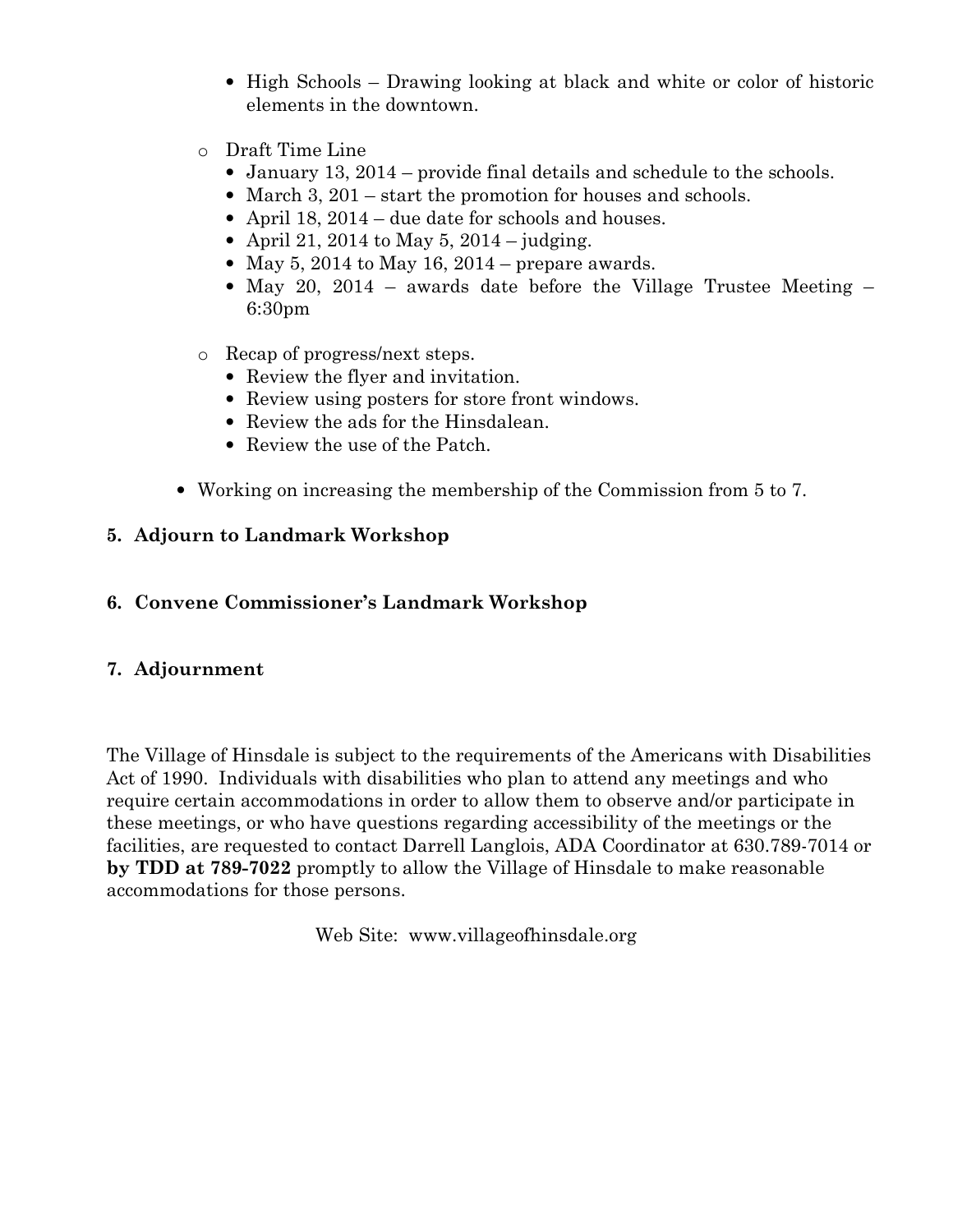- High Schools – Drawing looking at black and white or color of historic elements in the downtown.

- Draft Time Line
  - January 13, 2014 – provide final details and schedule to the schools.
  - March 3, 201 – start the promotion for houses and schools.
  - April 18, 2014 – due date for schools and houses.
  - April 21, 2014 to May 5, 2014 – judging.
  - May 5, 2014 to May 16, 2014 – prepare awards.
  - May 20, 2014 – awards date before the Village Trustee Meeting – 6:30pm

- Recap of progress/next steps.
  - Review the flyer and invitation.
  - Review using posters for store front windows.
  - Review the ads for the Hinsdalean.
  - Review the use of the Patch.

- Working on increasing the membership of the Commission from 5 to 7.

**5. Adjourn to Landmark Workshop**

**6. Convene Commissioner's Landmark Workshop**

**7. Adjournment**

The Village of Hinsdale is subject to the requirements of the Americans with Disabilities Act of 1990. Individuals with disabilities who plan to attend any meetings and who require certain accommodations in order to allow them to observe and/or participate in these meetings, or who have questions regarding accessibility of the meetings or the facilities, are requested to contact Darrell Langlois, ADA Coordinator at 630.789-7014 or **by TDD at 789-7022** promptly to allow the Village of Hinsdale to make reasonable accommodations for those persons.

Web Site: www.villageofhinsdale.org